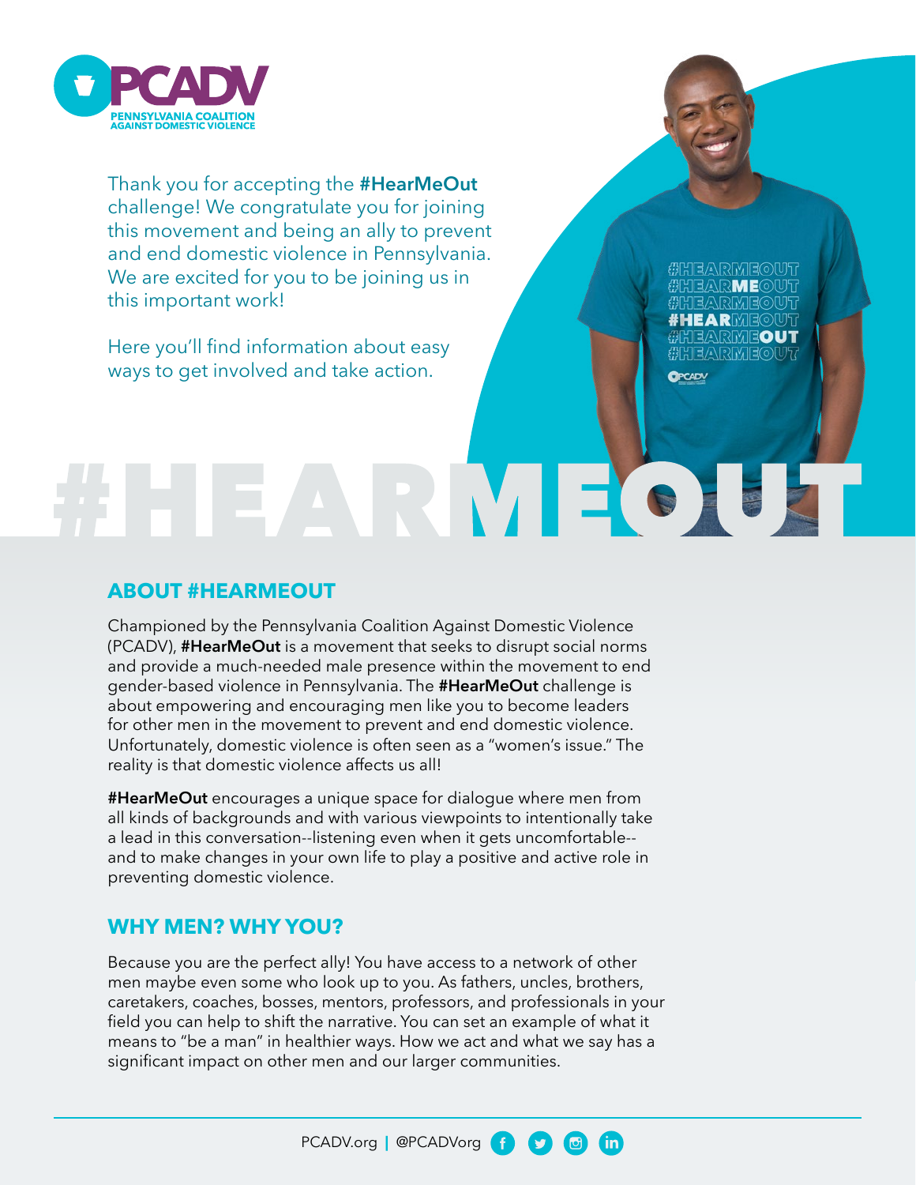Thank you for accepting the **#HearMeOut** challenge! We congratulate you for joining this movement and being an ally to prevent and end domestic violence in Pennsylvania. We are excited for you to be joining us in this important work!

Here you'll find information about easy ways to get involved and take action.

# #HEARMEOUT

## ABOUT #HEARMEOUT

Championed by the Pennsylvania Coalition Against Domestic Violence (PCADV), **#HearMeOut** is a movement that seeks to disrupt social norms and provide a much-needed male presence within the movement to end gender-based violence in Pennsylvania. The **#HearMeOut** challenge is about empowering and encouraging men like you to become leaders for other men in the movement to prevent and end domestic violence. Unfortunately, domestic violence is often seen as a "women's issue." The reality is that domestic violence affects us all!

**#HearMeOut** encourages a unique space for dialogue where men from all kinds of backgrounds and with various viewpoints to intentionally take a lead in this conversation--listening even when it gets uncomfortable--and to make changes in your own life to play a positive and active role in preventing domestic violence.

## WHY MEN? WHY YOU?

Because you are the perfect ally! You have access to a network of other men maybe even some who look up to you. As fathers, uncles, brothers, caretakers, coaches, bosses, mentors, professors, and professionals in your field you can help to shift the narrative. You can set an example of what it means to "be a man" in healthier ways. How we act and what we say has a significant impact on other men and our larger communities.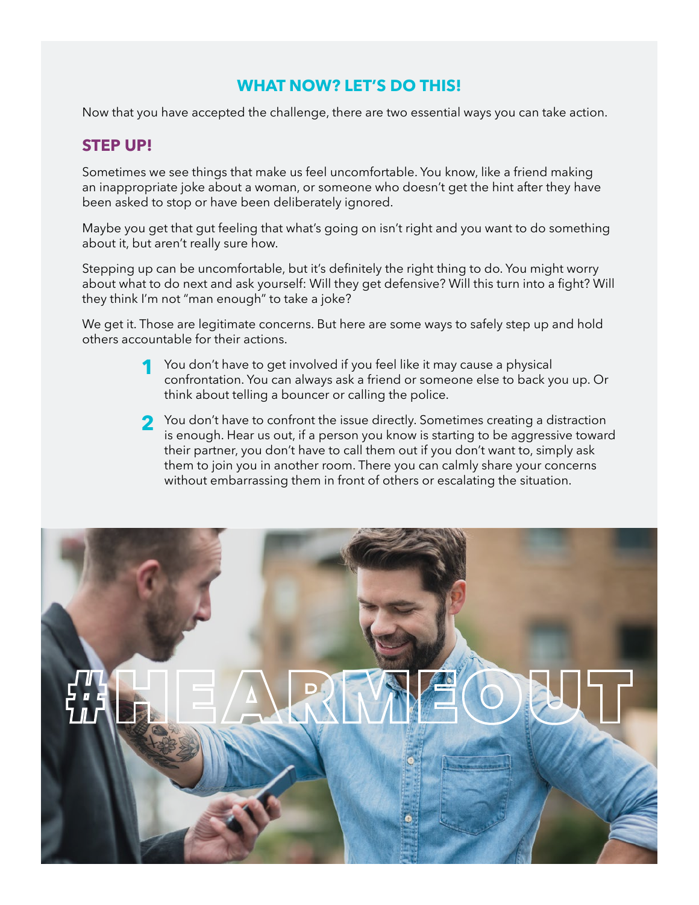## WHAT NOW? LET'S DO THIS!

Now that you have accepted the challenge, there are two essential ways you can take action.

### STEP UP!

Sometimes we see things that make us feel uncomfortable. You know, like a friend making an inappropriate joke about a woman, or someone who doesn't get the hint after they have been asked to stop or have been deliberately ignored.

Maybe you get that gut feeling that what's going on isn't right and you want to do something about it, but aren't really sure how.

Stepping up can be uncomfortable, but it's definitely the right thing to do. You might worry about what to do next and ask yourself: Will they get defensive? Will this turn into a fight? Will they think I'm not "man enough" to take a joke?

We get it. Those are legitimate concerns. But here are some ways to safely step up and hold others accountable for their actions.

1. You don't have to get involved if you feel like it may cause a physical confrontation. You can always ask a friend or someone else to back you up. Or think about telling a bouncer or calling the police.

2. You don't have to confront the issue directly. Sometimes creating a distraction is enough. Hear us out, if a person you know is starting to be aggressive toward their partner, you don't have to call them out if you don't want to, simply ask them to join you in another room. There you can calmly share your concerns without embarrassing them in front of others or escalating the situation.

#HEARMEOUT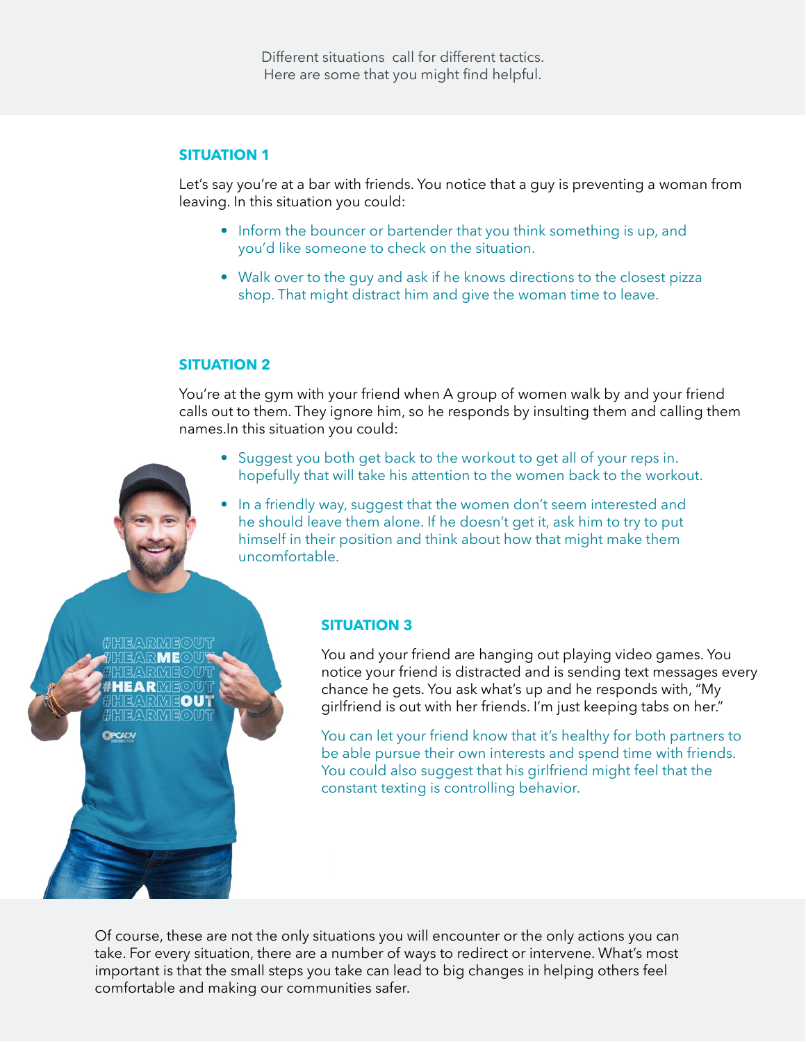Different situations  call for different tactics.
Here are some that you might find helpful.

### SITUATION 1

Let's say you're at a bar with friends. You notice that a guy is preventing a woman from leaving. In this situation you could:

- Inform the bouncer or bartender that you think something is up, and you'd like someone to check on the situation.
- Walk over to the guy and ask if he knows directions to the closest pizza shop. That might distract him and give the woman time to leave.

### SITUATION 2

You're at the gym with your friend when A group of women walk by and your friend calls out to them. They ignore him, so he responds by insulting them and calling them names.In this situation you could:

- Suggest you both get back to the workout to get all of your reps in. hopefully that will take his attention to the women back to the workout.
- In a friendly way, suggest that the women don't seem interested and he should leave them alone. If he doesn't get it, ask him to try to put himself in their position and think about how that might make them uncomfortable.

### SITUATION 3

You and your friend are hanging out playing video games. You notice your friend is distracted and is sending text messages every chance he gets. You ask what's up and he responds with, "My girlfriend is out with her friends. I'm just keeping tabs on her."

You can let your friend know that it's healthy for both partners to be able pursue their own interests and spend time with friends. You could also suggest that his girlfriend might feel that the constant texting is controlling behavior.

Of course, these are not the only situations you will encounter or the only actions you can take. For every situation, there are a number of ways to redirect or intervene. What's most important is that the small steps you take can lead to big changes in helping others feel comfortable and making our communities safer.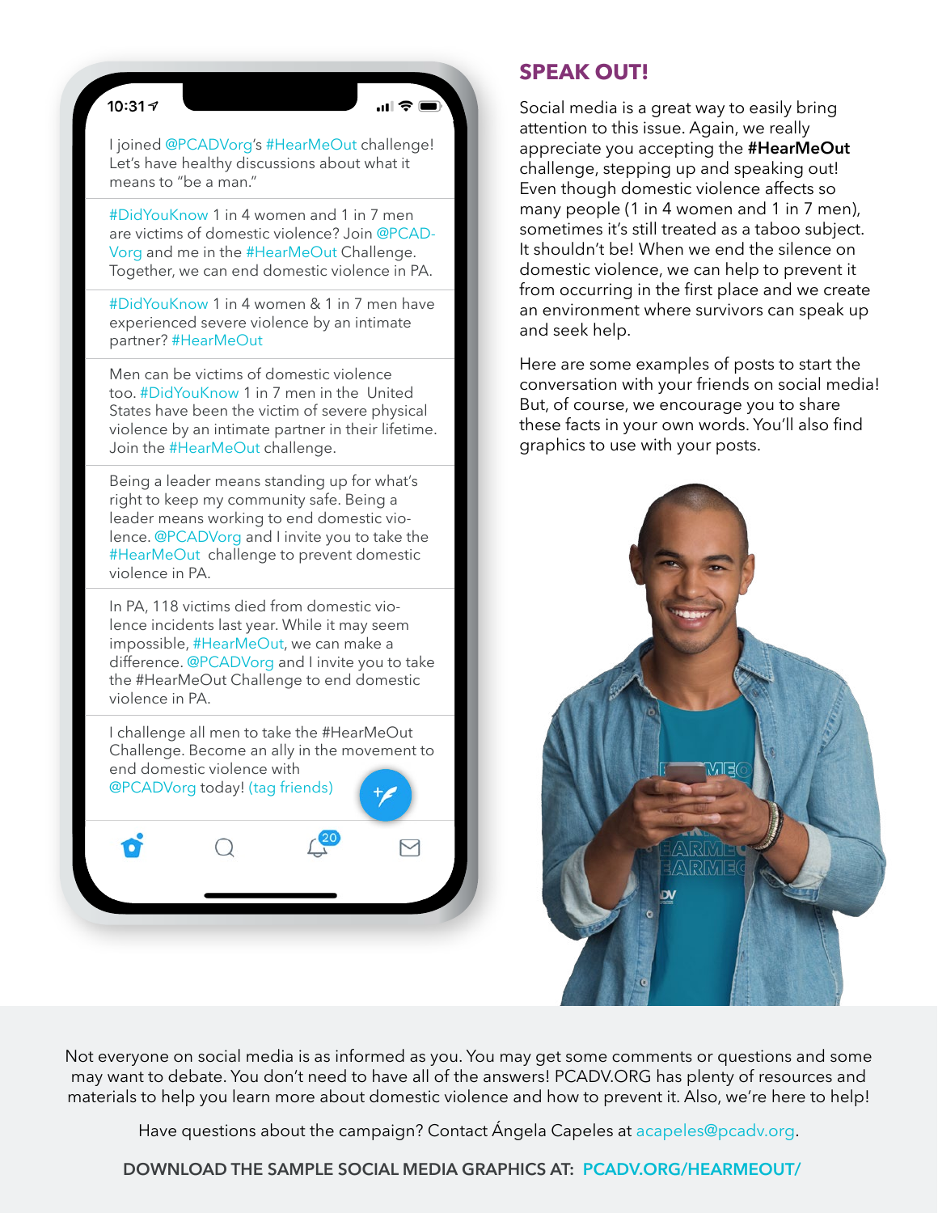## SPEAK OUT!

Social media is a great way to easily bring attention to this issue. Again, we really appreciate you accepting the **#HearMeOut** challenge, stepping up and speaking out! Even though domestic violence affects so many people (1 in 4 women and 1 in 7 men), sometimes it's still treated as a taboo subject. It shouldn't be! When we end the silence on domestic violence, we can help to prevent it from occurring in the first place and we create an environment where survivors can speak up and seek help.

Here are some examples of posts to start the conversation with your friends on social media! But, of course, we encourage you to share these facts in your own words. You'll also find graphics to use with your posts.

I joined @PCADVorg's #HearMeOut challenge! Let's have healthy discussions about what it means to "be a man."

#DidYouKnow 1 in 4 women and 1 in 7 men are victims of domestic violence? Join @PCADVorg and me in the #HearMeOut Challenge. Together, we can end domestic violence in PA.

#DidYouKnow 1 in 4 women & 1 in 7 men have experienced severe violence by an intimate partner? #HearMeOut

Men can be victims of domestic violence too. #DidYouKnow 1 in 7 men in the United States have been the victim of severe physical violence by an intimate partner in their lifetime. Join the #HearMeOut challenge.

Being a leader means standing up for what's right to keep my community safe. Being a leader means working to end domestic violence. @PCADVorg and I invite you to take the #HearMeOut challenge to prevent domestic violence in PA.

In PA, 118 victims died from domestic violence incidents last year. While it may seem impossible, #HearMeOut, we can make a difference. @PCADVorg and I invite you to take the #HearMeOut Challenge to end domestic violence in PA.

I challenge all men to take the #HearMeOut Challenge. Become an ally in the movement to end domestic violence with @PCADVorg today! (tag friends)

Not everyone on social media is as informed as you. You may get some comments or questions and some may want to debate. You don't need to have all of the answers! PCADV.ORG has plenty of resources and materials to help you learn more about domestic violence and how to prevent it. Also, we're here to help!

Have questions about the campaign? Contact Ángela Capeles at acapeles@pcadv.org.

**DOWNLOAD THE SAMPLE SOCIAL MEDIA GRAPHICS AT: PCADV.ORG/HEARMEOUT/**